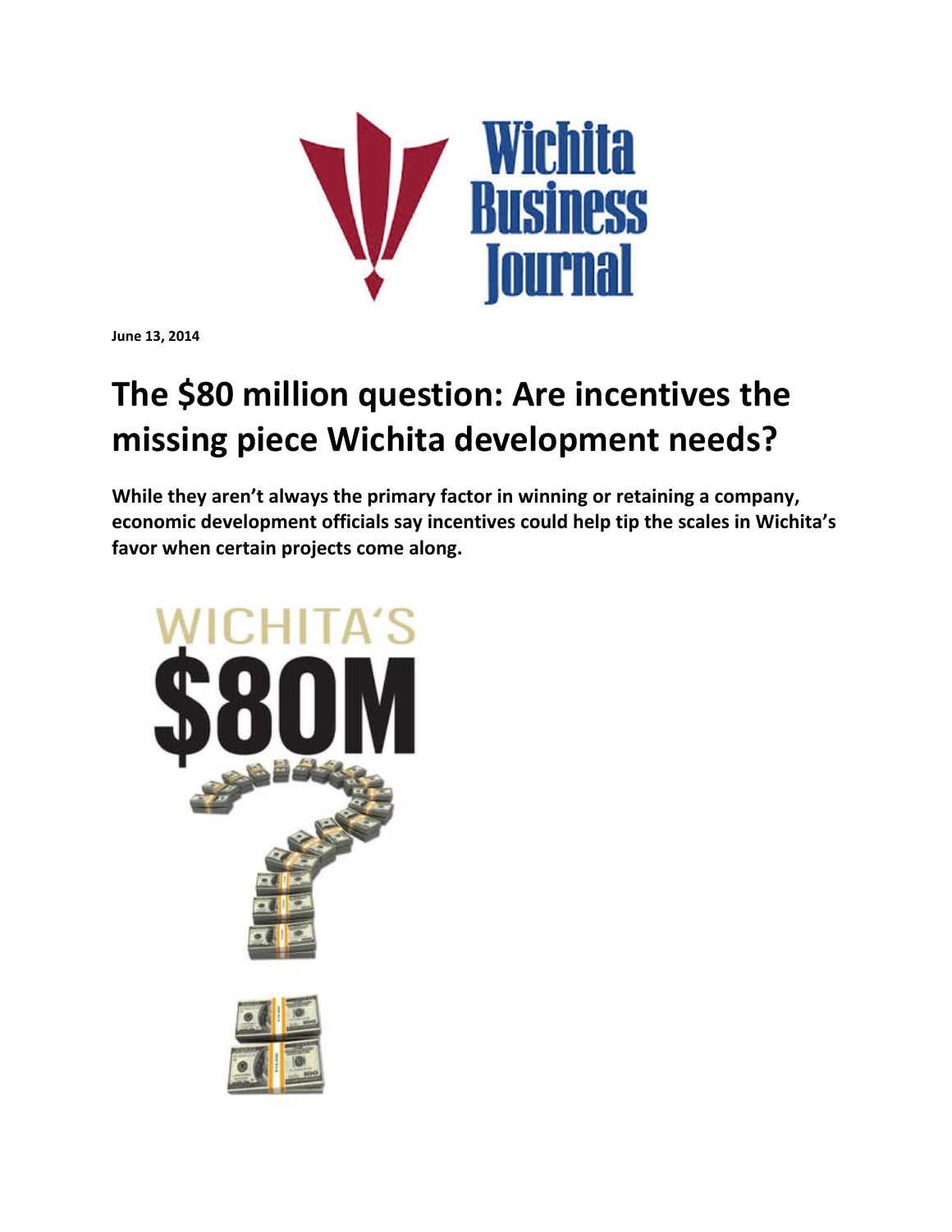June 13, 2014

# The $80 million question: Are incentives the missing piece Wichita development needs?

**While they aren't always the primary factor in winning or retaining a company, economic development officials say incentives could help tip the scales in Wichita's favor when certain projects come along.**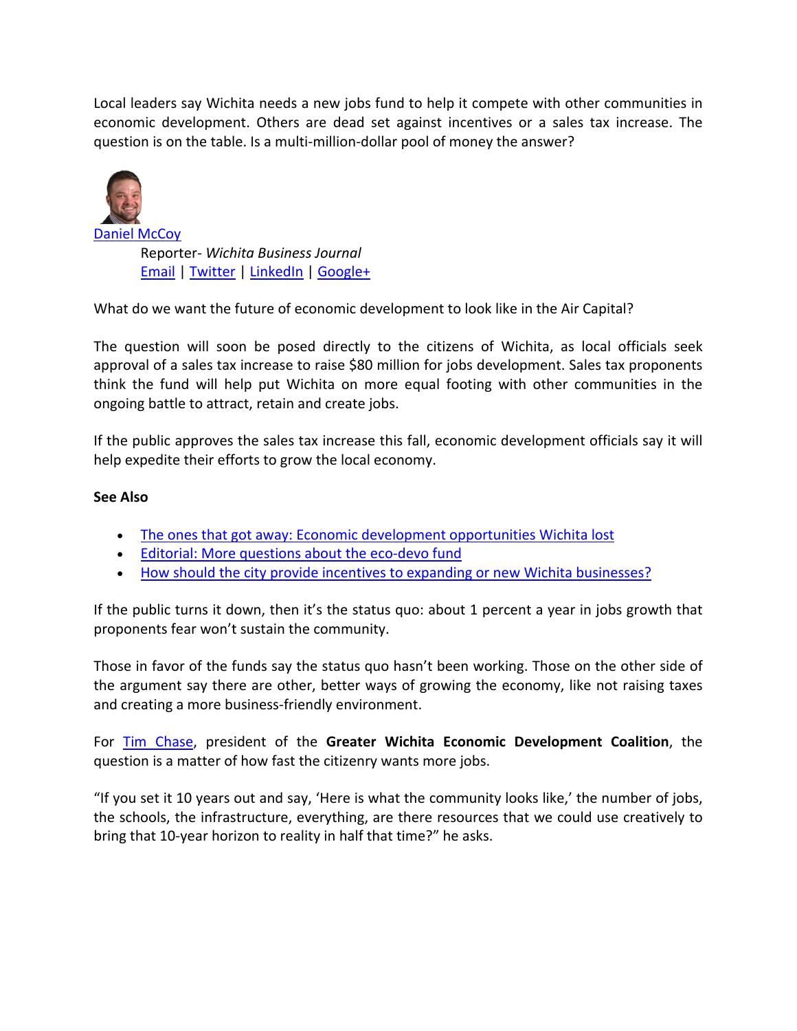Local leaders say Wichita needs a new jobs fund to help it compete with other communities in economic development. Others are dead set against incentives or a sales tax increase. The question is on the table. Is a multi-million-dollar pool of money the answer?

Daniel McCoy
Reporter- *Wichita Business Journal*
Email | Twitter | LinkedIn | Google+

What do we want the future of economic development to look like in the Air Capital?

The question will soon be posed directly to the citizens of Wichita, as local officials seek approval of a sales tax increase to raise $80 million for jobs development. Sales tax proponents think the fund will help put Wichita on more equal footing with other communities in the ongoing battle to attract, retain and create jobs.

If the public approves the sales tax increase this fall, economic development officials say it will help expedite their efforts to grow the local economy.

**See Also**

- The ones that got away: Economic development opportunities Wichita lost
- Editorial: More questions about the eco-devo fund
- How should the city provide incentives to expanding or new Wichita businesses?

If the public turns it down, then it's the status quo: about 1 percent a year in jobs growth that proponents fear won't sustain the community.

Those in favor of the funds say the status quo hasn't been working. Those on the other side of the argument say there are other, better ways of growing the economy, like not raising taxes and creating a more business-friendly environment.

For Tim Chase, president of the **Greater Wichita Economic Development Coalition**, the question is a matter of how fast the citizenry wants more jobs.

"If you set it 10 years out and say, 'Here is what the community looks like,' the number of jobs, the schools, the infrastructure, everything, are there resources that we could use creatively to bring that 10-year horizon to reality in half that time?" he asks.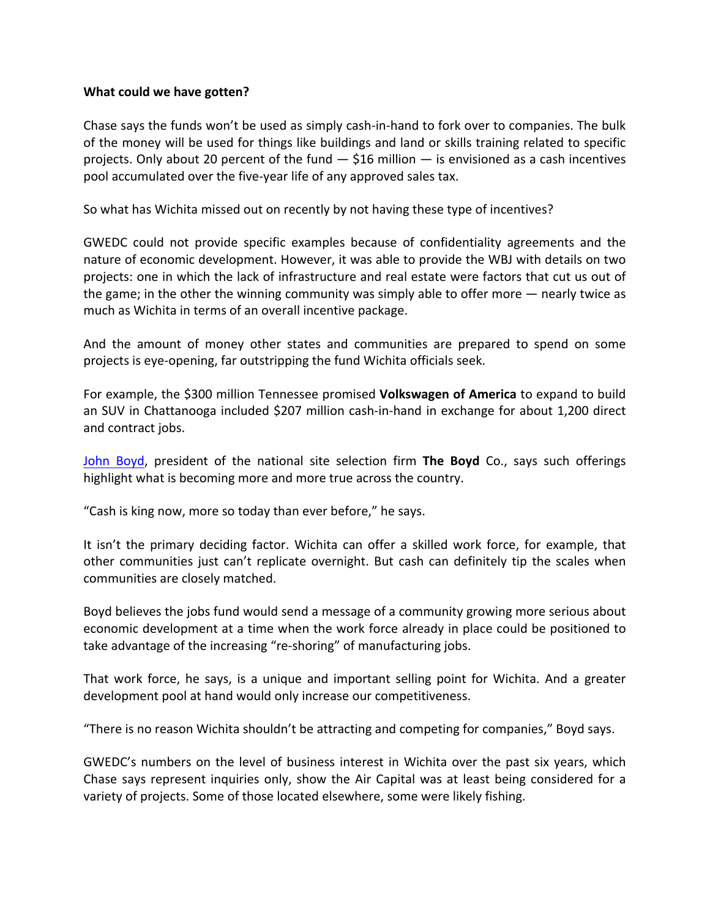**What could we have gotten?**

Chase says the funds won't be used as simply cash-in-hand to fork over to companies. The bulk of the money will be used for things like buildings and land or skills training related to specific projects. Only about 20 percent of the fund — $16 million — is envisioned as a cash incentives pool accumulated over the five-year life of any approved sales tax.

So what has Wichita missed out on recently by not having these type of incentives?

GWEDC could not provide specific examples because of confidentiality agreements and the nature of economic development. However, it was able to provide the WBJ with details on two projects: one in which the lack of infrastructure and real estate were factors that cut us out of the game; in the other the winning community was simply able to offer more — nearly twice as much as Wichita in terms of an overall incentive package.

And the amount of money other states and communities are prepared to spend on some projects is eye-opening, far outstripping the fund Wichita officials seek.

For example, the $300 million Tennessee promised **Volkswagen of America** to expand to build an SUV in Chattanooga included $207 million cash-in-hand in exchange for about 1,200 direct and contract jobs.

John Boyd, president of the national site selection firm **The Boyd** Co., says such offerings highlight what is becoming more and more true across the country.

"Cash is king now, more so today than ever before," he says.

It isn't the primary deciding factor. Wichita can offer a skilled work force, for example, that other communities just can't replicate overnight. But cash can definitely tip the scales when communities are closely matched.

Boyd believes the jobs fund would send a message of a community growing more serious about economic development at a time when the work force already in place could be positioned to take advantage of the increasing "re-shoring" of manufacturing jobs.

That work force, he says, is a unique and important selling point for Wichita. And a greater development pool at hand would only increase our competitiveness.

"There is no reason Wichita shouldn't be attracting and competing for companies," Boyd says.

GWEDC's numbers on the level of business interest in Wichita over the past six years, which Chase says represent inquiries only, show the Air Capital was at least being considered for a variety of projects. Some of those located elsewhere, some were likely fishing.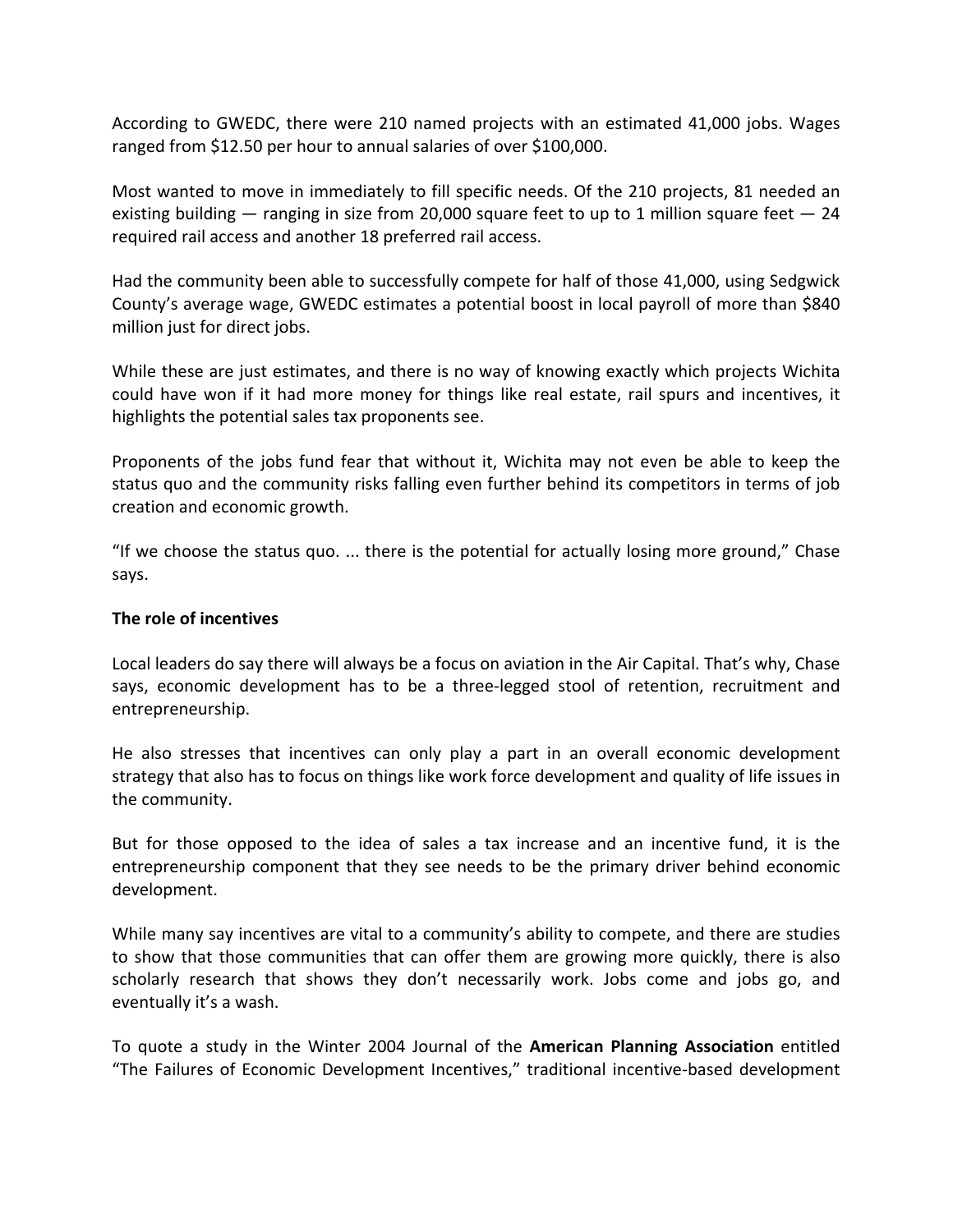According to GWEDC, there were 210 named projects with an estimated 41,000 jobs. Wages ranged from $12.50 per hour to annual salaries of over $100,000.

Most wanted to move in immediately to fill specific needs. Of the 210 projects, 81 needed an existing building — ranging in size from 20,000 square feet to up to 1 million square feet — 24 required rail access and another 18 preferred rail access.

Had the community been able to successfully compete for half of those 41,000, using Sedgwick County's average wage, GWEDC estimates a potential boost in local payroll of more than $840 million just for direct jobs.

While these are just estimates, and there is no way of knowing exactly which projects Wichita could have won if it had more money for things like real estate, rail spurs and incentives, it highlights the potential sales tax proponents see.

Proponents of the jobs fund fear that without it, Wichita may not even be able to keep the status quo and the community risks falling even further behind its competitors in terms of job creation and economic growth.

"If we choose the status quo. ... there is the potential for actually losing more ground," Chase says.

**The role of incentives**

Local leaders do say there will always be a focus on aviation in the Air Capital. That's why, Chase says, economic development has to be a three-legged stool of retention, recruitment and entrepreneurship.

He also stresses that incentives can only play a part in an overall economic development strategy that also has to focus on things like work force development and quality of life issues in the community.

But for those opposed to the idea of sales a tax increase and an incentive fund, it is the entrepreneurship component that they see needs to be the primary driver behind economic development.

While many say incentives are vital to a community's ability to compete, and there are studies to show that those communities that can offer them are growing more quickly, there is also scholarly research that shows they don't necessarily work. Jobs come and jobs go, and eventually it's a wash.

To quote a study in the Winter 2004 Journal of the **American Planning Association** entitled "The Failures of Economic Development Incentives," traditional incentive-based development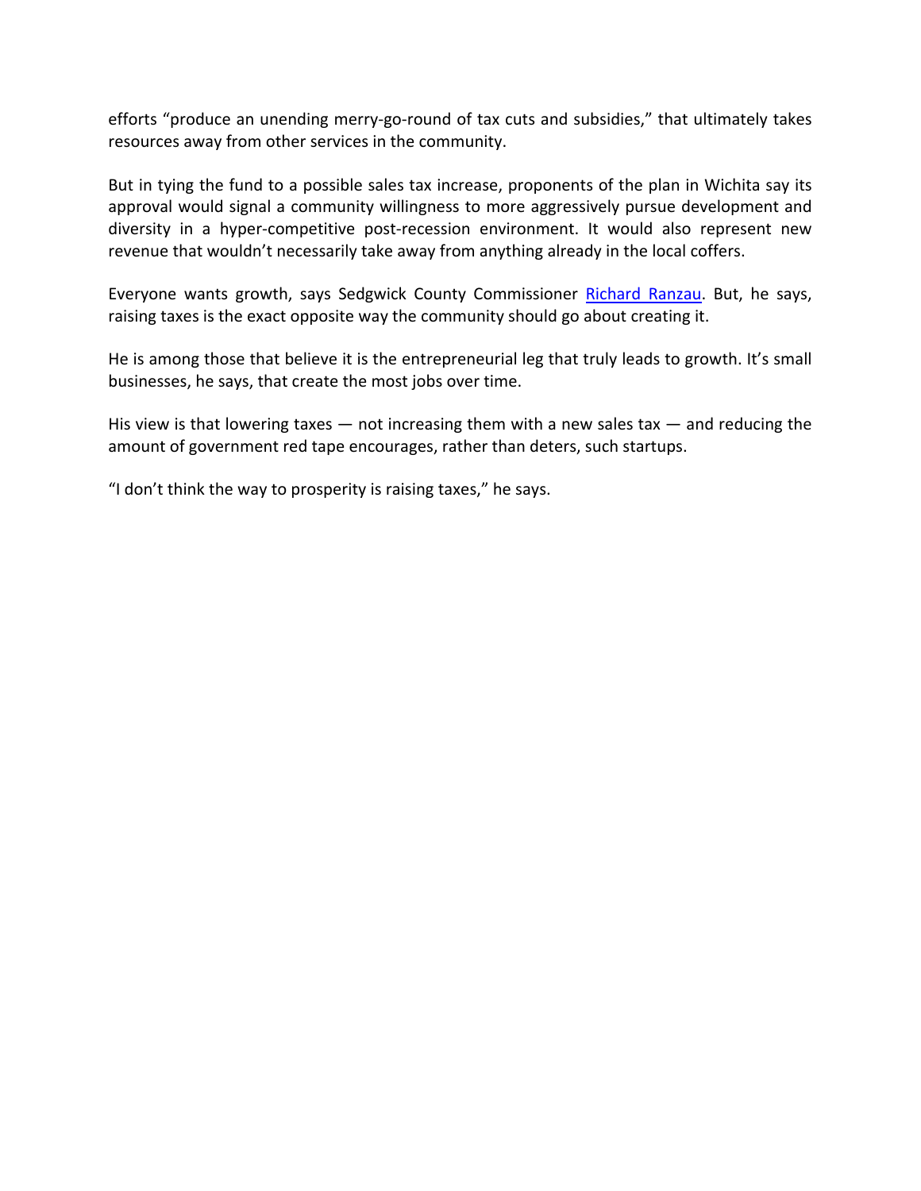efforts "produce an unending merry-go-round of tax cuts and subsidies," that ultimately takes resources away from other services in the community.

But in tying the fund to a possible sales tax increase, proponents of the plan in Wichita say its approval would signal a community willingness to more aggressively pursue development and diversity in a hyper-competitive post-recession environment. It would also represent new revenue that wouldn't necessarily take away from anything already in the local coffers.

Everyone wants growth, says Sedgwick County Commissioner Richard Ranzau. But, he says, raising taxes is the exact opposite way the community should go about creating it.

He is among those that believe it is the entrepreneurial leg that truly leads to growth. It's small businesses, he says, that create the most jobs over time.

His view is that lowering taxes — not increasing them with a new sales tax — and reducing the amount of government red tape encourages, rather than deters, such startups.

"I don't think the way to prosperity is raising taxes," he says.